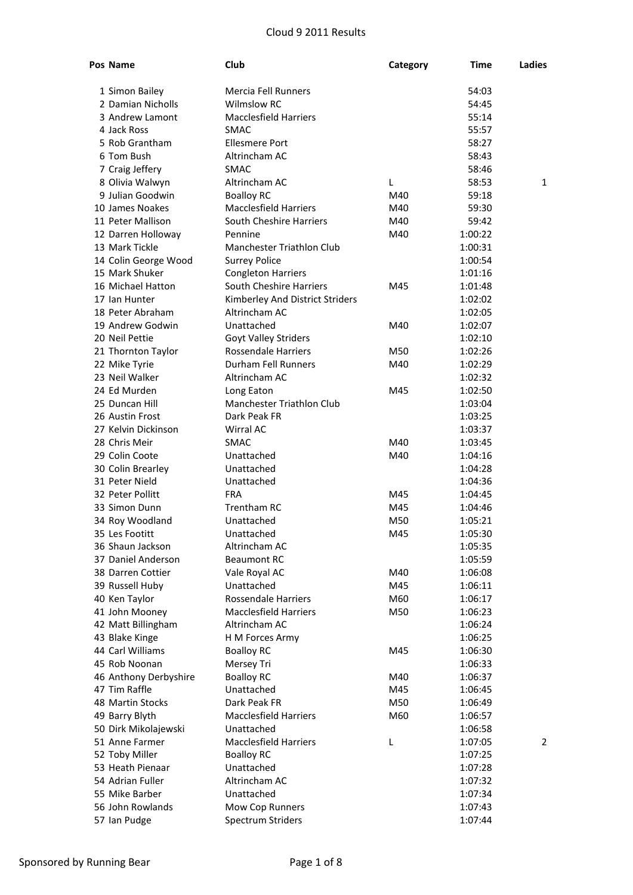# Cloud 9 2011 Results

| Pos | Name | Club | Category | Time | Ladies |
|---|---|---|---|---|---|
| 1 | Simon Bailey | Mercia Fell Runners | | 54:03 | |
| 2 | Damian Nicholls | Wilmslow RC | | 54:45 | |
| 3 | Andrew Lamont | Macclesfield Harriers | | 55:14 | |
| 4 | Jack Ross | SMAC | | 55:57 | |
| 5 | Rob Grantham | Ellesmere Port | | 58:27 | |
| 6 | Tom Bush | Altrincham AC | | 58:43 | |
| 7 | Craig Jeffery | SMAC | | 58:46 | |
| 8 | Olivia Walwyn | Altrincham AC | L | 58:53 | 1 |
| 9 | Julian Goodwin | Boalloy RC | M40 | 59:18 | |
| 10 | James Noakes | Macclesfield Harriers | M40 | 59:30 | |
| 11 | Peter Mallison | South Cheshire Harriers | M40 | 59:42 | |
| 12 | Darren Holloway | Pennine | M40 | 1:00:22 | |
| 13 | Mark Tickle | Manchester Triathlon Club | | 1:00:31 | |
| 14 | Colin George Wood | Surrey Police | | 1:00:54 | |
| 15 | Mark Shuker | Congleton Harriers | | 1:01:16 | |
| 16 | Michael Hatton | South Cheshire Harriers | M45 | 1:01:48 | |
| 17 | Ian Hunter | Kimberley And District Striders | | 1:02:02 | |
| 18 | Peter Abraham | Altrincham AC | | 1:02:05 | |
| 19 | Andrew Godwin | Unattached | M40 | 1:02:07 | |
| 20 | Neil Pettie | Goyt Valley Striders | | 1:02:10 | |
| 21 | Thornton Taylor | Rossendale Harriers | M50 | 1:02:26 | |
| 22 | Mike Tyrie | Durham Fell Runners | M40 | 1:02:29 | |
| 23 | Neil Walker | Altrincham AC | | 1:02:32 | |
| 24 | Ed Murden | Long Eaton | M45 | 1:02:50 | |
| 25 | Duncan Hill | Manchester Triathlon Club | | 1:03:04 | |
| 26 | Austin Frost | Dark Peak FR | | 1:03:25 | |
| 27 | Kelvin Dickinson | Wirral AC | | 1:03:37 | |
| 28 | Chris Meir | SMAC | M40 | 1:03:45 | |
| 29 | Colin Coote | Unattached | M40 | 1:04:16 | |
| 30 | Colin Brearley | Unattached | | 1:04:28 | |
| 31 | Peter Nield | Unattached | | 1:04:36 | |
| 32 | Peter Pollitt | FRA | M45 | 1:04:45 | |
| 33 | Simon Dunn | Trentham RC | M45 | 1:04:46 | |
| 34 | Roy Woodland | Unattached | M50 | 1:05:21 | |
| 35 | Les Footitt | Unattached | M45 | 1:05:30 | |
| 36 | Shaun Jackson | Altrincham AC | | 1:05:35 | |
| 37 | Daniel Anderson | Beaumont RC | | 1:05:59 | |
| 38 | Darren Cottier | Vale Royal AC | M40 | 1:06:08 | |
| 39 | Russell Huby | Unattached | M45 | 1:06:11 | |
| 40 | Ken Taylor | Rossendale Harriers | M60 | 1:06:17 | |
| 41 | John Mooney | Macclesfield Harriers | M50 | 1:06:23 | |
| 42 | Matt Billingham | Altrincham AC | | 1:06:24 | |
| 43 | Blake Kinge | H M Forces Army | | 1:06:25 | |
| 44 | Carl Williams | Boalloy RC | M45 | 1:06:30 | |
| 45 | Rob Noonan | Mersey Tri | | 1:06:33 | |
| 46 | Anthony Derbyshire | Boalloy RC | M40 | 1:06:37 | |
| 47 | Tim Raffle | Unattached | M45 | 1:06:45 | |
| 48 | Martin Stocks | Dark Peak FR | M50 | 1:06:49 | |
| 49 | Barry Blyth | Macclesfield Harriers | M60 | 1:06:57 | |
| 50 | Dirk Mikolajewski | Unattached | | 1:06:58 | |
| 51 | Anne Farmer | Macclesfield Harriers | L | 1:07:05 | 2 |
| 52 | Toby Miller | Boalloy RC | | 1:07:25 | |
| 53 | Heath Pienaar | Unattached | | 1:07:28 | |
| 54 | Adrian Fuller | Altrincham AC | | 1:07:32 | |
| 55 | Mike Barber | Unattached | | 1:07:34 | |
| 56 | John Rowlands | Mow Cop Runners | | 1:07:43 | |
| 57 | Ian Pudge | Spectrum Striders | | 1:07:44 | |

Sponsored by Running Bear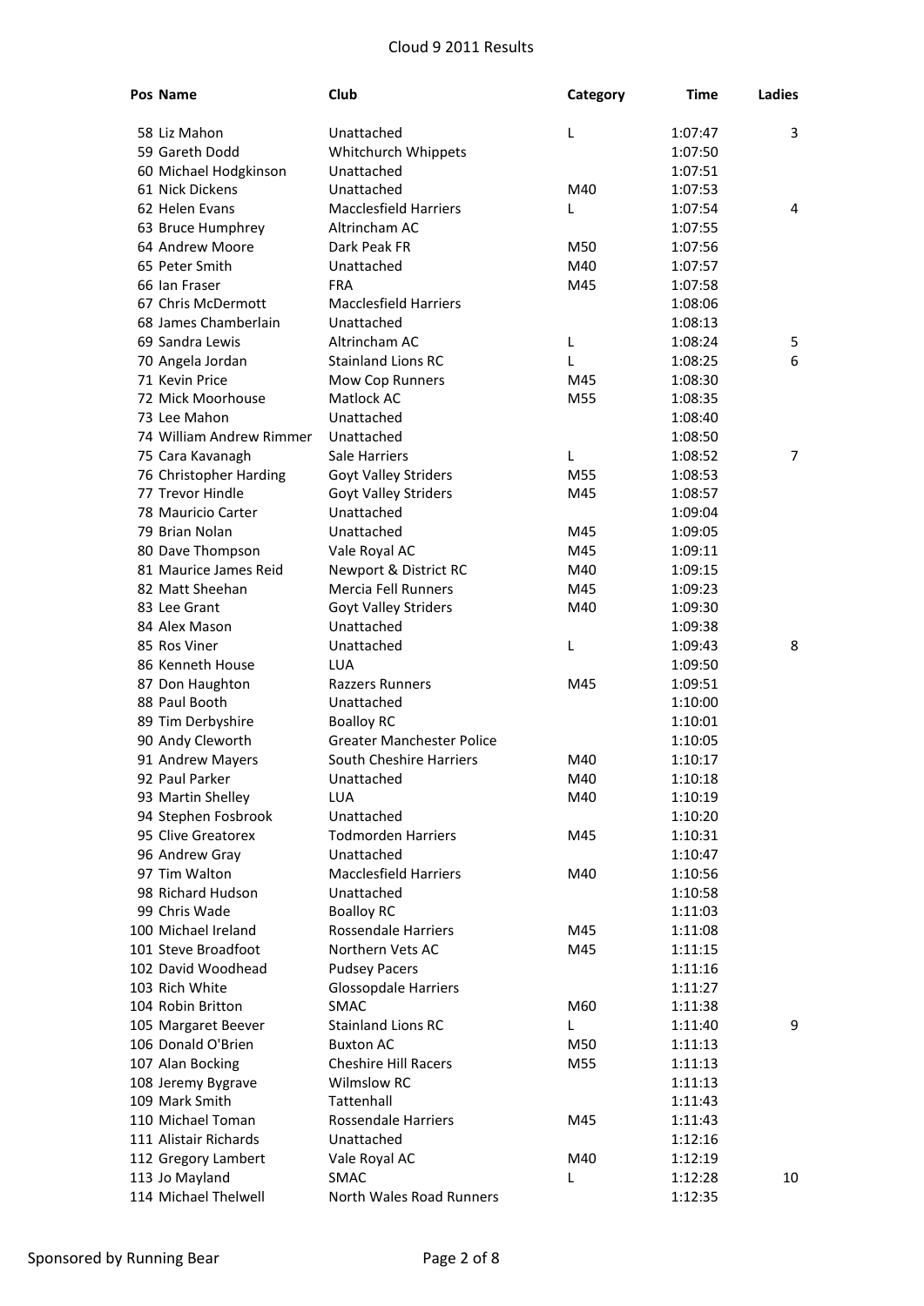# Cloud 9 2011 Results

| Pos | Name | Club | Category | Time | Ladies |
|---|---|---|---|---|---|
| 58 | Liz Mahon | Unattached | L | 1:07:47 | 3 |
| 59 | Gareth Dodd | Whitchurch Whippets | | 1:07:50 | |
| 60 | Michael Hodgkinson | Unattached | | 1:07:51 | |
| 61 | Nick Dickens | Unattached | M40 | 1:07:53 | |
| 62 | Helen Evans | Macclesfield Harriers | L | 1:07:54 | 4 |
| 63 | Bruce Humphrey | Altrincham AC | | 1:07:55 | |
| 64 | Andrew Moore | Dark Peak FR | M50 | 1:07:56 | |
| 65 | Peter Smith | Unattached | M40 | 1:07:57 | |
| 66 | Ian Fraser | FRA | M45 | 1:07:58 | |
| 67 | Chris McDermott | Macclesfield Harriers | | 1:08:06 | |
| 68 | James Chamberlain | Unattached | | 1:08:13 | |
| 69 | Sandra Lewis | Altrincham AC | L | 1:08:24 | 5 |
| 70 | Angela Jordan | Stainland Lions RC | L | 1:08:25 | 6 |
| 71 | Kevin Price | Mow Cop Runners | M45 | 1:08:30 | |
| 72 | Mick Moorhouse | Matlock AC | M55 | 1:08:35 | |
| 73 | Lee Mahon | Unattached | | 1:08:40 | |
| 74 | William Andrew Rimmer | Unattached | | 1:08:50 | |
| 75 | Cara Kavanagh | Sale Harriers | L | 1:08:52 | 7 |
| 76 | Christopher Harding | Goyt Valley Striders | M55 | 1:08:53 | |
| 77 | Trevor Hindle | Goyt Valley Striders | M45 | 1:08:57 | |
| 78 | Mauricio Carter | Unattached | | 1:09:04 | |
| 79 | Brian Nolan | Unattached | M45 | 1:09:05 | |
| 80 | Dave Thompson | Vale Royal AC | M45 | 1:09:11 | |
| 81 | Maurice James Reid | Newport & District RC | M40 | 1:09:15 | |
| 82 | Matt Sheehan | Mercia Fell Runners | M45 | 1:09:23 | |
| 83 | Lee Grant | Goyt Valley Striders | M40 | 1:09:30 | |
| 84 | Alex Mason | Unattached | | 1:09:38 | |
| 85 | Ros Viner | Unattached | L | 1:09:43 | 8 |
| 86 | Kenneth House | LUA | | 1:09:50 | |
| 87 | Don Haughton | Razzers Runners | M45 | 1:09:51 | |
| 88 | Paul Booth | Unattached | | 1:10:00 | |
| 89 | Tim Derbyshire | Boalloy RC | | 1:10:01 | |
| 90 | Andy Cleworth | Greater Manchester Police | | 1:10:05 | |
| 91 | Andrew Mayers | South Cheshire Harriers | M40 | 1:10:17 | |
| 92 | Paul Parker | Unattached | M40 | 1:10:18 | |
| 93 | Martin Shelley | LUA | M40 | 1:10:19 | |
| 94 | Stephen Fosbrook | Unattached | | 1:10:20 | |
| 95 | Clive Greatorex | Todmorden Harriers | M45 | 1:10:31 | |
| 96 | Andrew Gray | Unattached | | 1:10:47 | |
| 97 | Tim Walton | Macclesfield Harriers | M40 | 1:10:56 | |
| 98 | Richard Hudson | Unattached | | 1:10:58 | |
| 99 | Chris Wade | Boalloy RC | | 1:11:03 | |
| 100 | Michael Ireland | Rossendale Harriers | M45 | 1:11:08 | |
| 101 | Steve Broadfoot | Northern Vets AC | M45 | 1:11:15 | |
| 102 | David Woodhead | Pudsey Pacers | | 1:11:16 | |
| 103 | Rich White | Glossopdale Harriers | | 1:11:27 | |
| 104 | Robin Britton | SMAC | M60 | 1:11:38 | |
| 105 | Margaret Beever | Stainland Lions RC | L | 1:11:40 | 9 |
| 106 | Donald O'Brien | Buxton AC | M50 | 1:11:13 | |
| 107 | Alan Bocking | Cheshire Hill Racers | M55 | 1:11:13 | |
| 108 | Jeremy Bygrave | Wilmslow RC | | 1:11:13 | |
| 109 | Mark Smith | Tattenhall | | 1:11:43 | |
| 110 | Michael Toman | Rossendale Harriers | M45 | 1:11:43 | |
| 111 | Alistair Richards | Unattached | | 1:12:16 | |
| 112 | Gregory Lambert | Vale Royal AC | M40 | 1:12:19 | |
| 113 | Jo Mayland | SMAC | L | 1:12:28 | 10 |
| 114 | Michael Thelwell | North Wales Road Runners | | 1:12:35 | |

Sponsored by Running Bear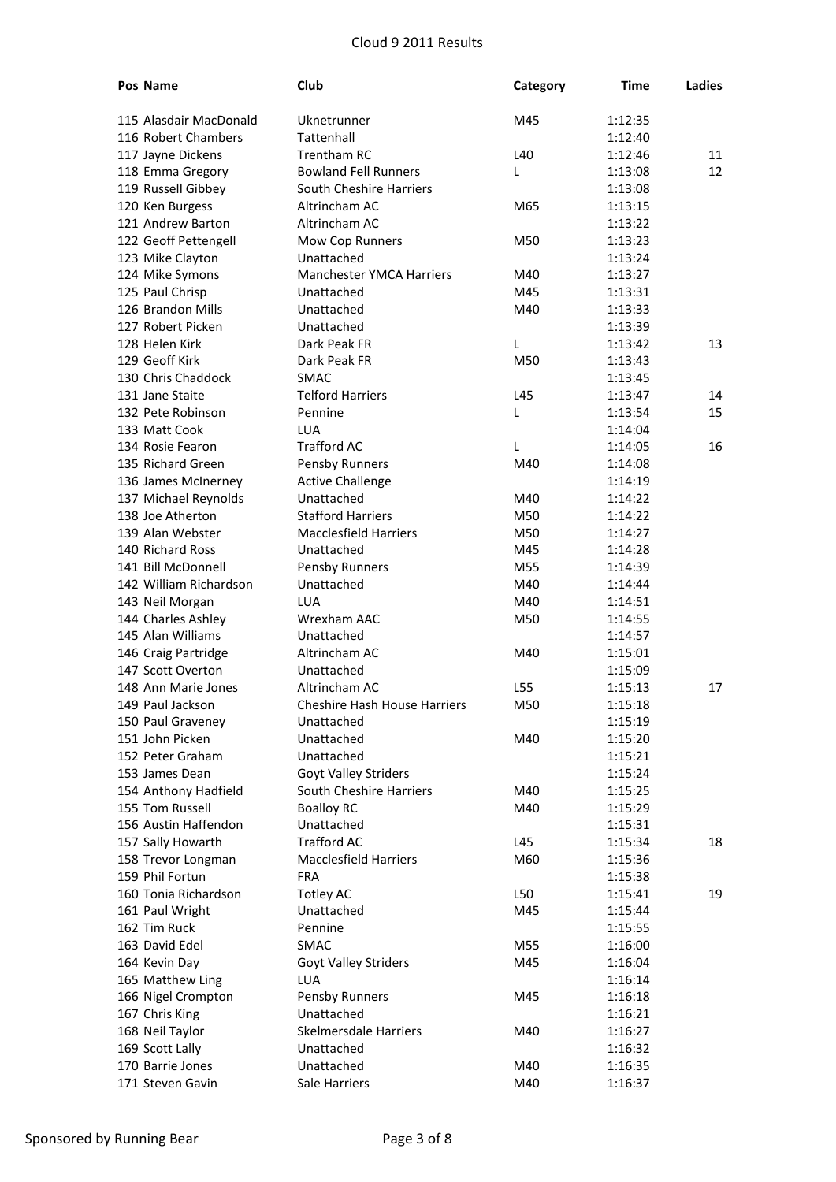Cloud 9 2011 Results

| Pos | Name | Club | Category | Time | Ladies |
|---|---|---|---|---|---|
| 115 | Alasdair MacDonald | Uknetrunner | M45 | 1:12:35 | |
| 116 | Robert Chambers | Tattenhall | | 1:12:40 | |
| 117 | Jayne Dickens | Trentham RC | L40 | 1:12:46 | 11 |
| 118 | Emma Gregory | Bowland Fell Runners | L | 1:13:08 | 12 |
| 119 | Russell Gibbey | South Cheshire Harriers | | 1:13:08 | |
| 120 | Ken Burgess | Altrincham AC | M65 | 1:13:15 | |
| 121 | Andrew Barton | Altrincham AC | | 1:13:22 | |
| 122 | Geoff Pettengell | Mow Cop Runners | M50 | 1:13:23 | |
| 123 | Mike Clayton | Unattached | | 1:13:24 | |
| 124 | Mike Symons | Manchester YMCA Harriers | M40 | 1:13:27 | |
| 125 | Paul Chrisp | Unattached | M45 | 1:13:31 | |
| 126 | Brandon Mills | Unattached | M40 | 1:13:33 | |
| 127 | Robert Picken | Unattached | | 1:13:39 | |
| 128 | Helen Kirk | Dark Peak FR | L | 1:13:42 | 13 |
| 129 | Geoff Kirk | Dark Peak FR | M50 | 1:13:43 | |
| 130 | Chris Chaddock | SMAC | | 1:13:45 | |
| 131 | Jane Staite | Telford Harriers | L45 | 1:13:47 | 14 |
| 132 | Pete Robinson | Pennine | L | 1:13:54 | 15 |
| 133 | Matt Cook | LUA | | 1:14:04 | |
| 134 | Rosie Fearon | Trafford AC | L | 1:14:05 | 16 |
| 135 | Richard Green | Pensby Runners | M40 | 1:14:08 | |
| 136 | James McInerney | Active Challenge | | 1:14:19 | |
| 137 | Michael Reynolds | Unattached | M40 | 1:14:22 | |
| 138 | Joe Atherton | Stafford Harriers | M50 | 1:14:22 | |
| 139 | Alan Webster | Macclesfield Harriers | M50 | 1:14:27 | |
| 140 | Richard Ross | Unattached | M45 | 1:14:28 | |
| 141 | Bill McDonnell | Pensby Runners | M55 | 1:14:39 | |
| 142 | William Richardson | Unattached | M40 | 1:14:44 | |
| 143 | Neil Morgan | LUA | M40 | 1:14:51 | |
| 144 | Charles Ashley | Wrexham AAC | M50 | 1:14:55 | |
| 145 | Alan Williams | Unattached | | 1:14:57 | |
| 146 | Craig Partridge | Altrincham AC | M40 | 1:15:01 | |
| 147 | Scott Overton | Unattached | | 1:15:09 | |
| 148 | Ann Marie Jones | Altrincham AC | L55 | 1:15:13 | 17 |
| 149 | Paul Jackson | Cheshire Hash House Harriers | M50 | 1:15:18 | |
| 150 | Paul Graveney | Unattached | | 1:15:19 | |
| 151 | John Picken | Unattached | M40 | 1:15:20 | |
| 152 | Peter Graham | Unattached | | 1:15:21 | |
| 153 | James Dean | Goyt Valley Striders | | 1:15:24 | |
| 154 | Anthony Hadfield | South Cheshire Harriers | M40 | 1:15:25 | |
| 155 | Tom Russell | Boalloy RC | M40 | 1:15:29 | |
| 156 | Austin Haffendon | Unattached | | 1:15:31 | |
| 157 | Sally Howarth | Trafford AC | L45 | 1:15:34 | 18 |
| 158 | Trevor Longman | Macclesfield Harriers | M60 | 1:15:36 | |
| 159 | Phil Fortun | FRA | | 1:15:38 | |
| 160 | Tonia Richardson | Totley AC | L50 | 1:15:41 | 19 |
| 161 | Paul Wright | Unattached | M45 | 1:15:44 | |
| 162 | Tim Ruck | Pennine | | 1:15:55 | |
| 163 | David Edel | SMAC | M55 | 1:16:00 | |
| 164 | Kevin Day | Goyt Valley Striders | M45 | 1:16:04 | |
| 165 | Matthew Ling | LUA | | 1:16:14 | |
| 166 | Nigel Crompton | Pensby Runners | M45 | 1:16:18 | |
| 167 | Chris King | Unattached | | 1:16:21 | |
| 168 | Neil Taylor | Skelmersdale Harriers | M40 | 1:16:27 | |
| 169 | Scott Lally | Unattached | | 1:16:32 | |
| 170 | Barrie Jones | Unattached | M40 | 1:16:35 | |
| 171 | Steven Gavin | Sale Harriers | M40 | 1:16:37 | |

Sponsored by Running Bear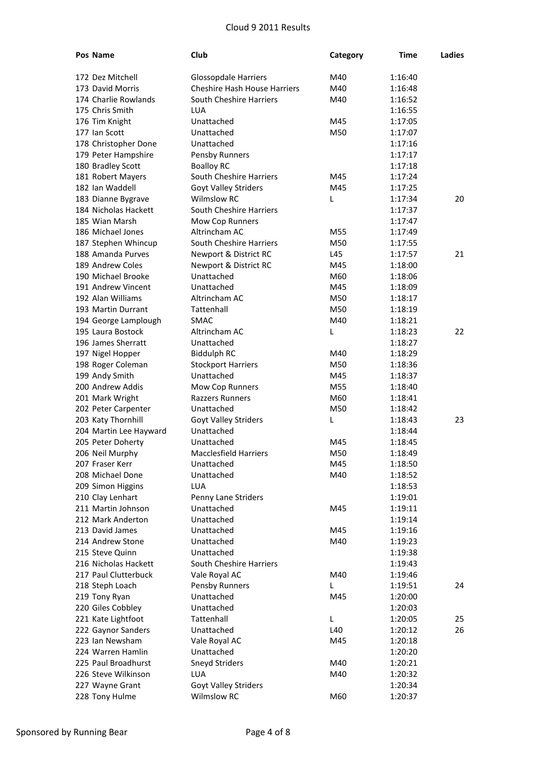Cloud 9 2011 Results

| Pos | Name | Club | Category | Time | Ladies |
|---|---|---|---|---|---|
| 172 | Dez Mitchell | Glossopdale Harriers | M40 | 1:16:40 | |
| 173 | David Morris | Cheshire Hash House Harriers | M40 | 1:16:48 | |
| 174 | Charlie Rowlands | South Cheshire Harriers | M40 | 1:16:52 | |
| 175 | Chris Smith | LUA | | 1:16:55 | |
| 176 | Tim Knight | Unattached | M45 | 1:17:05 | |
| 177 | Ian Scott | Unattached | M50 | 1:17:07 | |
| 178 | Christopher Done | Unattached | | 1:17:16 | |
| 179 | Peter Hampshire | Pensby Runners | | 1:17:17 | |
| 180 | Bradley Scott | Boalloy RC | | 1:17:18 | |
| 181 | Robert Mayers | South Cheshire Harriers | M45 | 1:17:24 | |
| 182 | Ian Waddell | Goyt Valley Striders | M45 | 1:17:25 | |
| 183 | Dianne Bygrave | Wilmslow RC | L | 1:17:34 | 20 |
| 184 | Nicholas Hackett | South Cheshire Harriers | | 1:17:37 | |
| 185 | Wian Marsh | Mow Cop Runners | | 1:17:47 | |
| 186 | Michael Jones | Altrincham AC | M55 | 1:17:49 | |
| 187 | Stephen Whincup | South Cheshire Harriers | M50 | 1:17:55 | |
| 188 | Amanda Purves | Newport & District RC | L45 | 1:17:57 | 21 |
| 189 | Andrew Coles | Newport & District RC | M45 | 1:18:00 | |
| 190 | Michael Brooke | Unattached | M60 | 1:18:06 | |
| 191 | Andrew Vincent | Unattached | M45 | 1:18:09 | |
| 192 | Alan Williams | Altrincham AC | M50 | 1:18:17 | |
| 193 | Martin Durrant | Tattenhall | M50 | 1:18:19 | |
| 194 | George Lamplough | SMAC | M40 | 1:18:21 | |
| 195 | Laura Bostock | Altrincham AC | L | 1:18:23 | 22 |
| 196 | James Sherratt | Unattached | | 1:18:27 | |
| 197 | Nigel Hopper | Biddulph RC | M40 | 1:18:29 | |
| 198 | Roger Coleman | Stockport Harriers | M50 | 1:18:36 | |
| 199 | Andy Smith | Unattached | M45 | 1:18:37 | |
| 200 | Andrew Addis | Mow Cop Runners | M55 | 1:18:40 | |
| 201 | Mark Wright | Razzers Runners | M60 | 1:18:41 | |
| 202 | Peter Carpenter | Unattached | M50 | 1:18:42 | |
| 203 | Katy Thornhill | Goyt Valley Striders | L | 1:18:43 | 23 |
| 204 | Martin Lee Hayward | Unattached | | 1:18:44 | |
| 205 | Peter Doherty | Unattached | M45 | 1:18:45 | |
| 206 | Neil Murphy | Macclesfield Harriers | M50 | 1:18:49 | |
| 207 | Fraser Kerr | Unattached | M45 | 1:18:50 | |
| 208 | Michael Done | Unattached | M40 | 1:18:52 | |
| 209 | Simon Higgins | LUA | | 1:18:53 | |
| 210 | Clay Lenhart | Penny Lane Striders | | 1:19:01 | |
| 211 | Martin Johnson | Unattached | M45 | 1:19:11 | |
| 212 | Mark Anderton | Unattached | | 1:19:14 | |
| 213 | David James | Unattached | M45 | 1:19:16 | |
| 214 | Andrew Stone | Unattached | M40 | 1:19:23 | |
| 215 | Steve Quinn | Unattached | | 1:19:38 | |
| 216 | Nicholas Hackett | South Cheshire Harriers | | 1:19:43 | |
| 217 | Paul Clutterbuck | Vale Royal AC | M40 | 1:19:46 | |
| 218 | Steph Loach | Pensby Runners | L | 1:19:51 | 24 |
| 219 | Tony Ryan | Unattached | M45 | 1:20:00 | |
| 220 | Giles Cobbley | Unattached | | 1:20:03 | |
| 221 | Kate Lightfoot | Tattenhall | L | 1:20:05 | 25 |
| 222 | Gaynor Sanders | Unattached | L40 | 1:20:12 | 26 |
| 223 | Ian Newsham | Vale Royal AC | M45 | 1:20:18 | |
| 224 | Warren Hamlin | Unattached | | 1:20:20 | |
| 225 | Paul Broadhurst | Sneyd Striders | M40 | 1:20:21 | |
| 226 | Steve Wilkinson | LUA | M40 | 1:20:32 | |
| 227 | Wayne Grant | Goyt Valley Striders | | 1:20:34 | |
| 228 | Tony Hulme | Wilmslow RC | M60 | 1:20:37 | |

Sponsored by Running Bear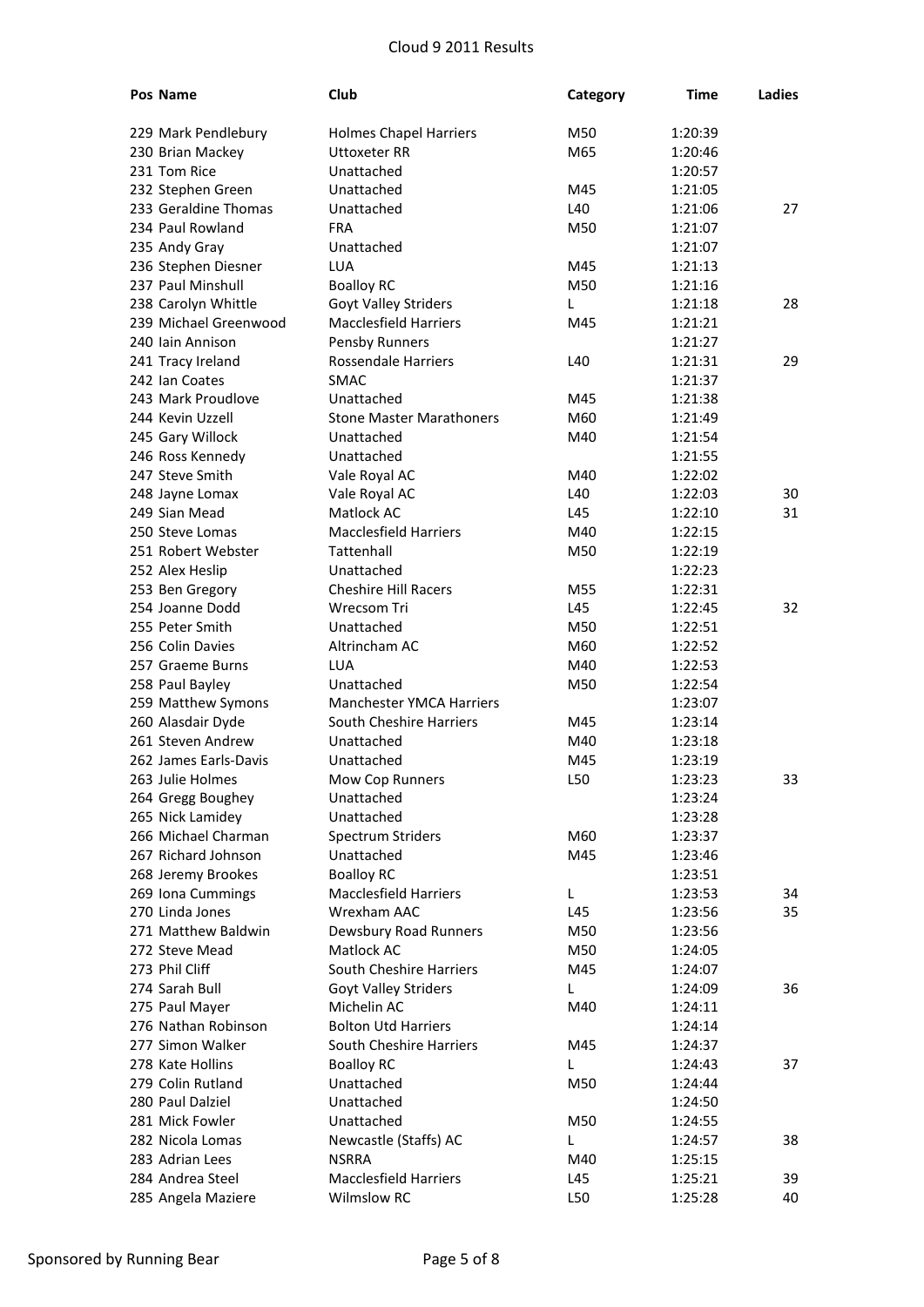# Cloud 9 2011 Results

| Pos | Name | Club | Category | Time | Ladies |
|---|---|---|---|---|---|
| 229 | Mark Pendlebury | Holmes Chapel Harriers | M50 | 1:20:39 | |
| 230 | Brian Mackey | Uttoxeter RR | M65 | 1:20:46 | |
| 231 | Tom Rice | Unattached | | 1:20:57 | |
| 232 | Stephen Green | Unattached | M45 | 1:21:05 | |
| 233 | Geraldine Thomas | Unattached | L40 | 1:21:06 | 27 |
| 234 | Paul Rowland | FRA | M50 | 1:21:07 | |
| 235 | Andy Gray | Unattached | | 1:21:07 | |
| 236 | Stephen Diesner | LUA | M45 | 1:21:13 | |
| 237 | Paul Minshull | Boalloy RC | M50 | 1:21:16 | |
| 238 | Carolyn Whittle | Goyt Valley Striders | L | 1:21:18 | 28 |
| 239 | Michael Greenwood | Macclesfield Harriers | M45 | 1:21:21 | |
| 240 | Iain Annison | Pensby Runners | | 1:21:27 | |
| 241 | Tracy Ireland | Rossendale Harriers | L40 | 1:21:31 | 29 |
| 242 | Ian Coates | SMAC | | 1:21:37 | |
| 243 | Mark Proudlove | Unattached | M45 | 1:21:38 | |
| 244 | Kevin Uzzell | Stone Master Marathoners | M60 | 1:21:49 | |
| 245 | Gary Willock | Unattached | M40 | 1:21:54 | |
| 246 | Ross Kennedy | Unattached | | 1:21:55 | |
| 247 | Steve Smith | Vale Royal AC | M40 | 1:22:02 | |
| 248 | Jayne Lomax | Vale Royal AC | L40 | 1:22:03 | 30 |
| 249 | Sian Mead | Matlock AC | L45 | 1:22:10 | 31 |
| 250 | Steve Lomas | Macclesfield Harriers | M40 | 1:22:15 | |
| 251 | Robert Webster | Tattenhall | M50 | 1:22:19 | |
| 252 | Alex Heslip | Unattached | | 1:22:23 | |
| 253 | Ben Gregory | Cheshire Hill Racers | M55 | 1:22:31 | |
| 254 | Joanne Dodd | Wrecsom Tri | L45 | 1:22:45 | 32 |
| 255 | Peter Smith | Unattached | M50 | 1:22:51 | |
| 256 | Colin Davies | Altrincham AC | M60 | 1:22:52 | |
| 257 | Graeme Burns | LUA | M40 | 1:22:53 | |
| 258 | Paul Bayley | Unattached | M50 | 1:22:54 | |
| 259 | Matthew Symons | Manchester YMCA Harriers | | 1:23:07 | |
| 260 | Alasdair Dyde | South Cheshire Harriers | M45 | 1:23:14 | |
| 261 | Steven Andrew | Unattached | M40 | 1:23:18 | |
| 262 | James Earls-Davis | Unattached | M45 | 1:23:19 | |
| 263 | Julie Holmes | Mow Cop Runners | L50 | 1:23:23 | 33 |
| 264 | Gregg Boughey | Unattached | | 1:23:24 | |
| 265 | Nick Lamidey | Unattached | | 1:23:28 | |
| 266 | Michael Charman | Spectrum Striders | M60 | 1:23:37 | |
| 267 | Richard Johnson | Unattached | M45 | 1:23:46 | |
| 268 | Jeremy Brookes | Boalloy RC | | 1:23:51 | |
| 269 | Iona Cummings | Macclesfield Harriers | L | 1:23:53 | 34 |
| 270 | Linda Jones | Wrexham AAC | L45 | 1:23:56 | 35 |
| 271 | Matthew Baldwin | Dewsbury Road Runners | M50 | 1:23:56 | |
| 272 | Steve Mead | Matlock AC | M50 | 1:24:05 | |
| 273 | Phil Cliff | South Cheshire Harriers | M45 | 1:24:07 | |
| 274 | Sarah Bull | Goyt Valley Striders | L | 1:24:09 | 36 |
| 275 | Paul Mayer | Michelin AC | M40 | 1:24:11 | |
| 276 | Nathan Robinson | Bolton Utd Harriers | | 1:24:14 | |
| 277 | Simon Walker | South Cheshire Harriers | M45 | 1:24:37 | |
| 278 | Kate Hollins | Boalloy RC | L | 1:24:43 | 37 |
| 279 | Colin Rutland | Unattached | M50 | 1:24:44 | |
| 280 | Paul Dalziel | Unattached | | 1:24:50 | |
| 281 | Mick Fowler | Unattached | M50 | 1:24:55 | |
| 282 | Nicola Lomas | Newcastle (Staffs) AC | L | 1:24:57 | 38 |
| 283 | Adrian Lees | NSRRA | M40 | 1:25:15 | |
| 284 | Andrea Steel | Macclesfield Harriers | L45 | 1:25:21 | 39 |
| 285 | Angela Maziere | Wilmslow RC | L50 | 1:25:28 | 40 |

Sponsored by Running Bear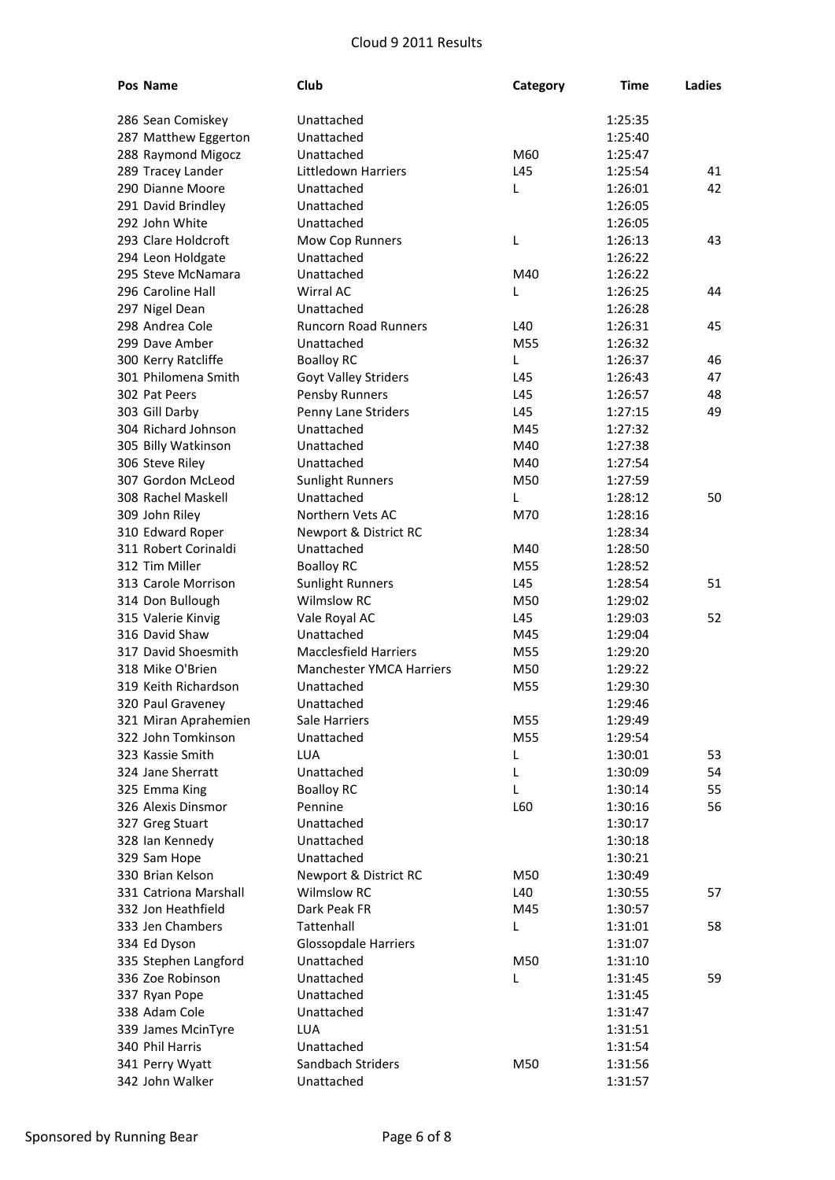| Pos | Name | Club | Category | Time | Ladies |
|---|---|---|---|---|---|
| 286 | Sean Comiskey | Unattached | | 1:25:35 | |
| 287 | Matthew Eggerton | Unattached | | 1:25:40 | |
| 288 | Raymond Migocz | Unattached | M60 | 1:25:47 | |
| 289 | Tracey Lander | Littledown Harriers | L45 | 1:25:54 | 41 |
| 290 | Dianne Moore | Unattached | L | 1:26:01 | 42 |
| 291 | David Brindley | Unattached | | 1:26:05 | |
| 292 | John White | Unattached | | 1:26:05 | |
| 293 | Clare Holdcroft | Mow Cop Runners | L | 1:26:13 | 43 |
| 294 | Leon Holdgate | Unattached | | 1:26:22 | |
| 295 | Steve McNamara | Unattached | M40 | 1:26:22 | |
| 296 | Caroline Hall | Wirral AC | L | 1:26:25 | 44 |
| 297 | Nigel Dean | Unattached | | 1:26:28 | |
| 298 | Andrea Cole | Runcorn Road Runners | L40 | 1:26:31 | 45 |
| 299 | Dave Amber | Unattached | M55 | 1:26:32 | |
| 300 | Kerry Ratcliffe | Boalloy RC | L | 1:26:37 | 46 |
| 301 | Philomena Smith | Goyt Valley Striders | L45 | 1:26:43 | 47 |
| 302 | Pat Peers | Pensby Runners | L45 | 1:26:57 | 48 |
| 303 | Gill Darby | Penny Lane Striders | L45 | 1:27:15 | 49 |
| 304 | Richard Johnson | Unattached | M45 | 1:27:32 | |
| 305 | Billy Watkinson | Unattached | M40 | 1:27:38 | |
| 306 | Steve Riley | Unattached | M40 | 1:27:54 | |
| 307 | Gordon McLeod | Sunlight Runners | M50 | 1:27:59 | |
| 308 | Rachel Maskell | Unattached | L | 1:28:12 | 50 |
| 309 | John Riley | Northern Vets AC | M70 | 1:28:16 | |
| 310 | Edward Roper | Newport & District RC | | 1:28:34 | |
| 311 | Robert Corinaldi | Unattached | M40 | 1:28:50 | |
| 312 | Tim Miller | Boalloy RC | M55 | 1:28:52 | |
| 313 | Carole Morrison | Sunlight Runners | L45 | 1:28:54 | 51 |
| 314 | Don Bullough | Wilmslow RC | M50 | 1:29:02 | |
| 315 | Valerie Kinvig | Vale Royal AC | L45 | 1:29:03 | 52 |
| 316 | David Shaw | Unattached | M45 | 1:29:04 | |
| 317 | David Shoesmith | Macclesfield Harriers | M55 | 1:29:20 | |
| 318 | Mike O'Brien | Manchester YMCA Harriers | M50 | 1:29:22 | |
| 319 | Keith Richardson | Unattached | M55 | 1:29:30 | |
| 320 | Paul Graveney | Unattached | | 1:29:46 | |
| 321 | Miran Aprahemien | Sale Harriers | M55 | 1:29:49 | |
| 322 | John Tomkinson | Unattached | M55 | 1:29:54 | |
| 323 | Kassie Smith | LUA | L | 1:30:01 | 53 |
| 324 | Jane Sherratt | Unattached | L | 1:30:09 | 54 |
| 325 | Emma King | Boalloy RC | L | 1:30:14 | 55 |
| 326 | Alexis Dinsmor | Pennine | L60 | 1:30:16 | 56 |
| 327 | Greg Stuart | Unattached | | 1:30:17 | |
| 328 | Ian Kennedy | Unattached | | 1:30:18 | |
| 329 | Sam Hope | Unattached | | 1:30:21 | |
| 330 | Brian Kelson | Newport & District RC | M50 | 1:30:49 | |
| 331 | Catriona Marshall | Wilmslow RC | L40 | 1:30:55 | 57 |
| 332 | Jon Heathfield | Dark Peak FR | M45 | 1:30:57 | |
| 333 | Jen Chambers | Tattenhall | L | 1:31:01 | 58 |
| 334 | Ed Dyson | Glossopdale Harriers | | 1:31:07 | |
| 335 | Stephen Langford | Unattached | M50 | 1:31:10 | |
| 336 | Zoe Robinson | Unattached | L | 1:31:45 | 59 |
| 337 | Ryan Pope | Unattached | | 1:31:45 | |
| 338 | Adam Cole | Unattached | | 1:31:47 | |
| 339 | James McinTyre | LUA | | 1:31:51 | |
| 340 | Phil Harris | Unattached | | 1:31:54 | |
| 341 | Perry Wyatt | Sandbach Striders | M50 | 1:31:56 | |
| 342 | John Walker | Unattached | | 1:31:57 | |

Sponsored by Running Bear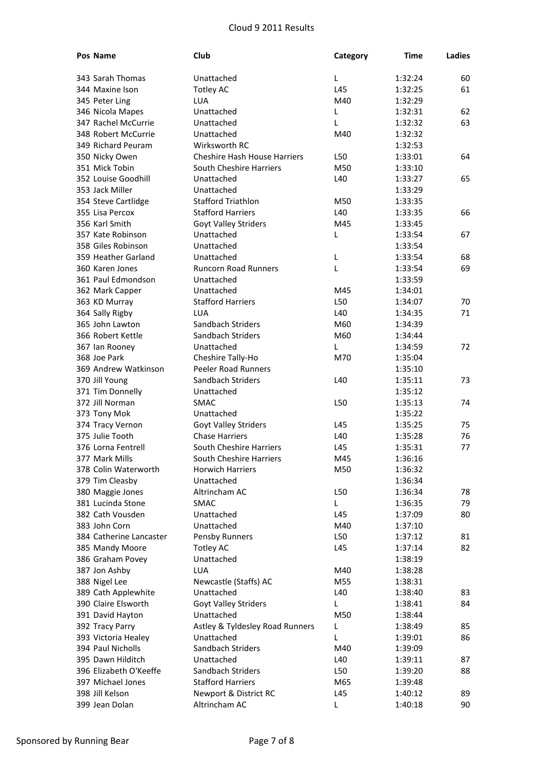# Cloud 9 2011 Results

| Pos | Name | Club | Category | Time | Ladies |
|---|---|---|---|---|---|
| 343 | Sarah Thomas | Unattached | L | 1:32:24 | 60 |
| 344 | Maxine Ison | Totley AC | L45 | 1:32:25 | 61 |
| 345 | Peter Ling | LUA | M40 | 1:32:29 | |
| 346 | Nicola Mapes | Unattached | L | 1:32:31 | 62 |
| 347 | Rachel McCurrie | Unattached | L | 1:32:32 | 63 |
| 348 | Robert McCurrie | Unattached | M40 | 1:32:32 | |
| 349 | Richard Peuram | Wirksworth RC | | 1:32:53 | |
| 350 | Nicky Owen | Cheshire Hash House Harriers | L50 | 1:33:01 | 64 |
| 351 | Mick Tobin | South Cheshire Harriers | M50 | 1:33:10 | |
| 352 | Louise Goodhill | Unattached | L40 | 1:33:27 | 65 |
| 353 | Jack Miller | Unattached | | 1:33:29 | |
| 354 | Steve Cartlidge | Stafford Triathlon | M50 | 1:33:35 | |
| 355 | Lisa Percox | Stafford Harriers | L40 | 1:33:35 | 66 |
| 356 | Karl Smith | Goyt Valley Striders | M45 | 1:33:45 | |
| 357 | Kate Robinson | Unattached | L | 1:33:54 | 67 |
| 358 | Giles Robinson | Unattached | | 1:33:54 | |
| 359 | Heather Garland | Unattached | L | 1:33:54 | 68 |
| 360 | Karen Jones | Runcorn Road Runners | L | 1:33:54 | 69 |
| 361 | Paul Edmondson | Unattached | | 1:33:59 | |
| 362 | Mark Capper | Unattached | M45 | 1:34:01 | |
| 363 | KD Murray | Stafford Harriers | L50 | 1:34:07 | 70 |
| 364 | Sally Rigby | LUA | L40 | 1:34:35 | 71 |
| 365 | John Lawton | Sandbach Striders | M60 | 1:34:39 | |
| 366 | Robert Kettle | Sandbach Striders | M60 | 1:34:44 | |
| 367 | Ian Rooney | Unattached | L | 1:34:59 | 72 |
| 368 | Joe Park | Cheshire Tally-Ho | M70 | 1:35:04 | |
| 369 | Andrew Watkinson | Peeler Road Runners | | 1:35:10 | |
| 370 | Jill Young | Sandbach Striders | L40 | 1:35:11 | 73 |
| 371 | Tim Donnelly | Unattached | | 1:35:12 | |
| 372 | Jill Norman | SMAC | L50 | 1:35:13 | 74 |
| 373 | Tony Mok | Unattached | | 1:35:22 | |
| 374 | Tracy Vernon | Goyt Valley Striders | L45 | 1:35:25 | 75 |
| 375 | Julie Tooth | Chase Harriers | L40 | 1:35:28 | 76 |
| 376 | Lorna Fentrell | South Cheshire Harriers | L45 | 1:35:31 | 77 |
| 377 | Mark Mills | South Cheshire Harriers | M45 | 1:36:16 | |
| 378 | Colin Waterworth | Horwich Harriers | M50 | 1:36:32 | |
| 379 | Tim Cleasby | Unattached | | 1:36:34 | |
| 380 | Maggie Jones | Altrincham AC | L50 | 1:36:34 | 78 |
| 381 | Lucinda Stone | SMAC | L | 1:36:35 | 79 |
| 382 | Cath Vousden | Unattached | L45 | 1:37:09 | 80 |
| 383 | John Corn | Unattached | M40 | 1:37:10 | |
| 384 | Catherine Lancaster | Pensby Runners | L50 | 1:37:12 | 81 |
| 385 | Mandy Moore | Totley AC | L45 | 1:37:14 | 82 |
| 386 | Graham Povey | Unattached | | 1:38:19 | |
| 387 | Jon Ashby | LUA | M40 | 1:38:28 | |
| 388 | Nigel Lee | Newcastle (Staffs) AC | M55 | 1:38:31 | |
| 389 | Cath Applewhite | Unattached | L40 | 1:38:40 | 83 |
| 390 | Claire Elsworth | Goyt Valley Striders | L | 1:38:41 | 84 |
| 391 | David Hayton | Unattached | M50 | 1:38:44 | |
| 392 | Tracy Parry | Astley & Tyldesley Road Runners | L | 1:38:49 | 85 |
| 393 | Victoria Healey | Unattached | L | 1:39:01 | 86 |
| 394 | Paul Nicholls | Sandbach Striders | M40 | 1:39:09 | |
| 395 | Dawn Hilditch | Unattached | L40 | 1:39:11 | 87 |
| 396 | Elizabeth O'Keeffe | Sandbach Striders | L50 | 1:39:20 | 88 |
| 397 | Michael Jones | Stafford Harriers | M65 | 1:39:48 | |
| 398 | Jill Kelson | Newport & District RC | L45 | 1:40:12 | 89 |
| 399 | Jean Dolan | Altrincham AC | L | 1:40:18 | 90 |

Sponsored by Running Bear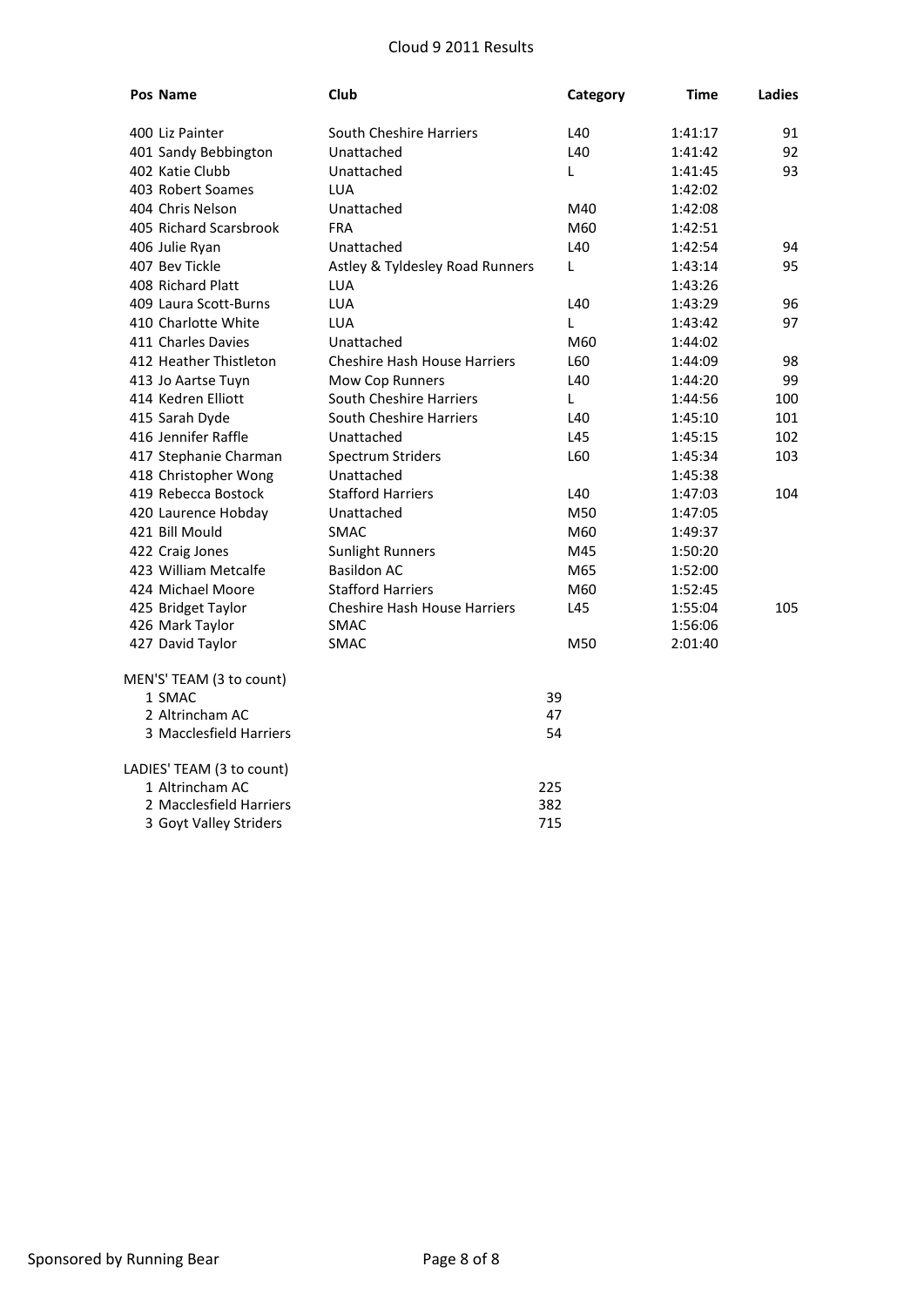| Pos | Name | Club | Category | Time | Ladies |
|---|---|---|---|---|---|
| 400 | Liz Painter | South Cheshire Harriers | L40 | 1:41:17 | 91 |
| 401 | Sandy Bebbington | Unattached | L40 | 1:41:42 | 92 |
| 402 | Katie Clubb | Unattached | L | 1:41:45 | 93 |
| 403 | Robert Soames | LUA | | 1:42:02 | |
| 404 | Chris Nelson | Unattached | M40 | 1:42:08 | |
| 405 | Richard Scarsbrook | FRA | M60 | 1:42:51 | |
| 406 | Julie Ryan | Unattached | L40 | 1:42:54 | 94 |
| 407 | Bev Tickle | Astley & Tyldesley Road Runners | L | 1:43:14 | 95 |
| 408 | Richard Platt | LUA | | 1:43:26 | |
| 409 | Laura Scott-Burns | LUA | L40 | 1:43:29 | 96 |
| 410 | Charlotte White | LUA | L | 1:43:42 | 97 |
| 411 | Charles Davies | Unattached | M60 | 1:44:02 | |
| 412 | Heather Thistleton | Cheshire Hash House Harriers | L60 | 1:44:09 | 98 |
| 413 | Jo Aartse Tuyn | Mow Cop Runners | L40 | 1:44:20 | 99 |
| 414 | Kedren Elliott | South Cheshire Harriers | L | 1:44:56 | 100 |
| 415 | Sarah Dyde | South Cheshire Harriers | L40 | 1:45:10 | 101 |
| 416 | Jennifer Raffle | Unattached | L45 | 1:45:15 | 102 |
| 417 | Stephanie Charman | Spectrum Striders | L60 | 1:45:34 | 103 |
| 418 | Christopher Wong | Unattached | | 1:45:38 | |
| 419 | Rebecca Bostock | Stafford Harriers | L40 | 1:47:03 | 104 |
| 420 | Laurence Hobday | Unattached | M50 | 1:47:05 | |
| 421 | Bill Mould | SMAC | M60 | 1:49:37 | |
| 422 | Craig Jones | Sunlight Runners | M45 | 1:50:20 | |
| 423 | William Metcalfe | Basildon AC | M65 | 1:52:00 | |
| 424 | Michael Moore | Stafford Harriers | M60 | 1:52:45 | |
| 425 | Bridget Taylor | Cheshire Hash House Harriers | L45 | 1:55:04 | 105 |
| 426 | Mark Taylor | SMAC | | 1:56:06 | |
| 427 | David Taylor | SMAC | M50 | 2:01:40 | |

MEN'S' TEAM (3 to count)

| | | |
|---|---|---|
| 1 | SMAC | 39 |
| 2 | Altrincham AC | 47 |
| 3 | Macclesfield Harriers | 54 |

LADIES' TEAM (3 to count)

| | | |
|---|---|---|
| 1 | Altrincham AC | 225 |
| 2 | Macclesfield Harriers | 382 |
| 3 | Goyt Valley Striders | 715 |

Sponsored by Running Bear